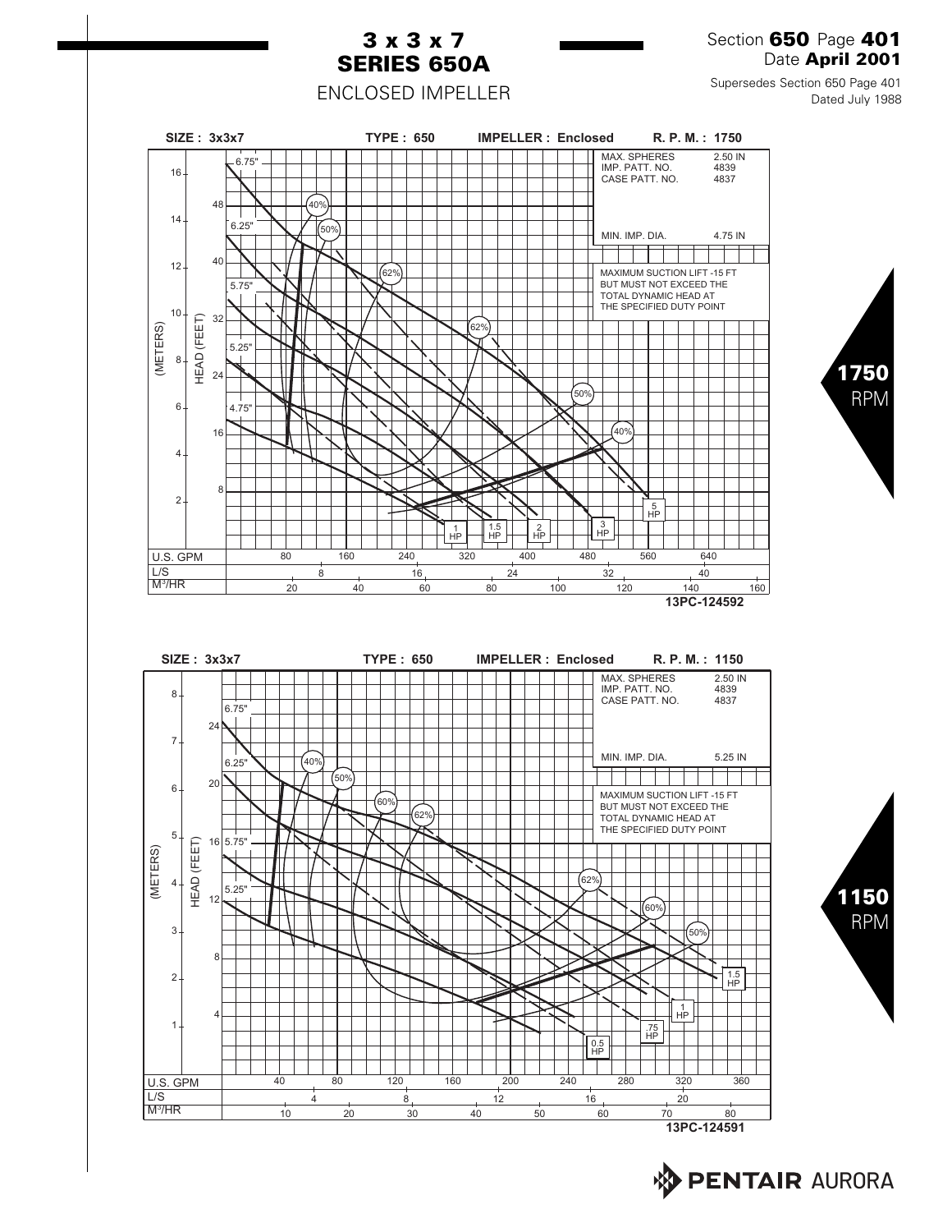# 3 x 3 x 7
# SERIES 650A

## ENCLOSED IMPELLER

Section **650** Page **401**
Date **April 2001**

Supersedes Section 650 Page 401
Dated July 1988

**SIZE : 3x3x7** **TYPE : 650** **IMPELLER : Enclosed** **R. P. M. : 1750**

| | |
|---|---|
| MAX. SPHERES | 2.50 IN |
| IMP. PATT. NO. | 4839 |
| CASE PATT. NO. | 4837 |
| MIN. IMP. DIA. | 4.75 IN |

MAXIMUM SUCTION LIFT -15 FT BUT MUST NOT EXCEED THE TOTAL DYNAMIC HEAD AT THE SPECIFIED DUTY POINT

Impeller diameters: 6.75", 6.25", 5.75", 5.25", 4.75"

Efficiencies: 40%, 50%, 62%

HP: 1 HP, 1.5 HP, 2 HP, 3 HP, 5 HP

HEAD (FEET) / (METERS); U.S. GPM; L/S; $M^3/HR$

13PC-124592

**1750** RPM

**SIZE : 3x3x7** **TYPE : 650** **IMPELLER : Enclosed** **R. P. M. : 1150**

| | |
|---|---|
| MAX. SPHERES | 2.50 IN |
| IMP. PATT. NO. | 4839 |
| CASE PATT. NO. | 4837 |
| MIN. IMP. DIA. | 5.25 IN |

MAXIMUM SUCTION LIFT -15 FT BUT MUST NOT EXCEED THE TOTAL DYNAMIC HEAD AT THE SPECIFIED DUTY POINT

Impeller diameters: 6.75", 6.25", 5.75", 5.25"

Efficiencies: 40%, 50%, 60%, 62%

HP: 0.5 HP, .75 HP, 1 HP, 1.5 HP

HEAD (FEET) / (METERS); U.S. GPM; L/S; $M^3/HR$

13PC-124591

**1150** RPM

PENTAIR AURORA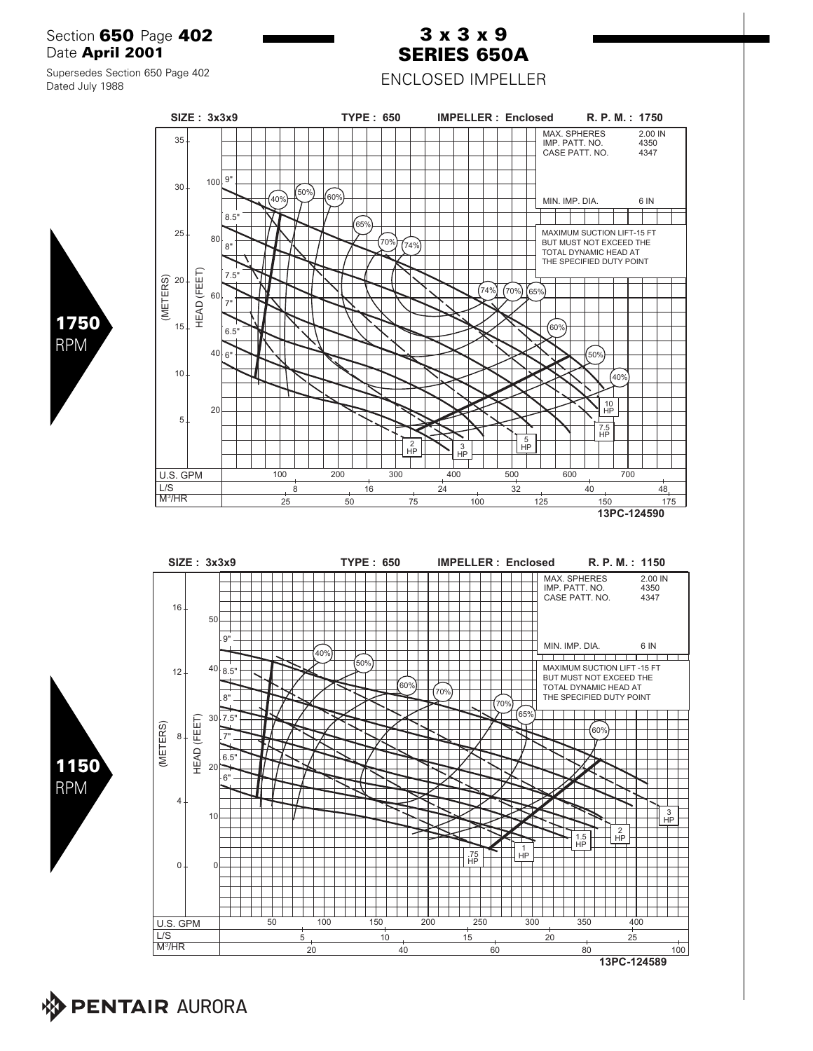Section **650** Page **402**
Date **April 2001**

Supersedes Section 650 Page 402
Dated July 1988

# 3 x 3 x 9
# SERIES 650A

ENCLOSED IMPELLER

**1750** RPM

SIZE : 3x3x9 TYPE : 650 IMPELLER : Enclosed R. P. M. : 1750

MAX. SPHERES 2.00 IN
IMP. PATT. NO. 4350
CASE PATT. NO. 4347

MIN. IMP. DIA. 6 IN

MAXIMUM SUCTION LIFT-15 FT BUT MUST NOT EXCEED THE TOTAL DYNAMIC HEAD AT THE SPECIFIED DUTY POINT

Impeller diameters: 9", 8.5", 8", 7.5", 7", 6.5", 6"

Efficiencies: 40%, 50%, 60%, 65%, 70%, 74%

Horsepower: 2 HP, 3 HP, 5 HP, 7.5 HP, 10 HP

(METERS) HEAD (FEET)

U.S. GPM: 100, 200, 300, 400, 500, 600, 700
L/S: 8, 16, 24, 32, 40, 48
M³/HR: 25, 50, 75, 100, 125, 150, 175

13PC-124590

**1150** RPM

SIZE : 3x3x9 TYPE : 650 IMPELLER : Enclosed R. P. M. : 1150

MAX. SPHERES 2.00 IN
IMP. PATT. NO. 4350
CASE PATT. NO. 4347

MIN. IMP. DIA. 6 IN

MAXIMUM SUCTION LIFT -15 FT BUT MUST NOT EXCEED THE TOTAL DYNAMIC HEAD AT THE SPECIFIED DUTY POINT

Impeller diameters: 9", 8.5", 8", 7.5", 7", 6.5", 6"

Efficiencies: 40%, 50%, 60%, 65%, 70%

Horsepower: .75 HP, 1 HP, 1.5 HP, 2 HP, 3 HP

(METERS) HEAD (FEET)

U.S. GPM: 50, 100, 150, 200, 250, 300, 350, 400
L/S: 5, 10, 15, 20, 25
M³/HR: 20, 40, 60, 80, 100

13PC-124589

PENTAIR AURORA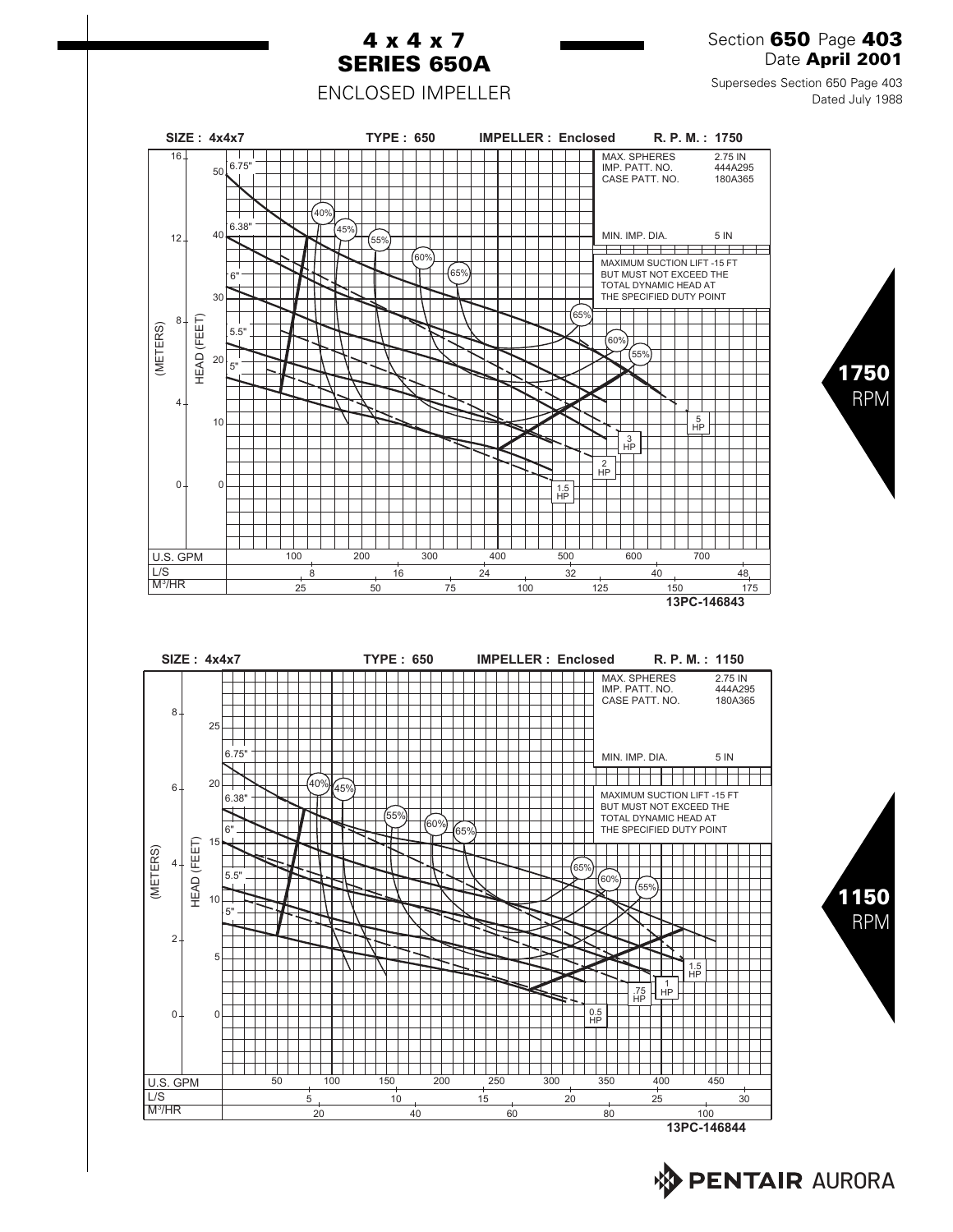# 4 x 4 x 7
# SERIES 650A

ENCLOSED IMPELLER

Section **650** Page **403**
Date **April 2001**

Supersedes Section 650 Page 403
Dated July 1988

SIZE : 4x4x7 TYPE : 650 IMPELLER : Enclosed R. P. M. : 1750

| MAX. SPHERES | 2.75 IN |
| --- | --- |
| IMP. PATT. NO. | 444A295 |
| CASE PATT. NO. | 180A365 |
| MIN. IMP. DIA. | 5 IN |

MAXIMUM SUCTION LIFT -15 FT BUT MUST NOT EXCEED THE TOTAL DYNAMIC HEAD AT THE SPECIFIED DUTY POINT

Impeller diameters: 6.75", 6.38", 6", 5.5", 5"

Efficiencies: 40%, 45%, 55%, 60%, 65%

HP: 1.5 HP, 2 HP, 3 HP, 5 HP

HEAD (FEET): 0, 10, 20, 30, 40, 50
(METERS): 0, 4, 8, 12, 16

U.S. GPM: 100, 200, 300, 400, 500, 600, 700
L/S: 8, 16, 24, 32, 40, 48
$M^3/HR$: 25, 50, 75, 100, 125, 150, 175

13PC-146843

**1750** RPM

SIZE : 4x4x7 TYPE : 650 IMPELLER : Enclosed R. P. M. : 1150

| MAX. SPHERES | 2.75 IN |
| --- | --- |
| IMP. PATT. NO. | 444A295 |
| CASE PATT. NO. | 180A365 |
| MIN. IMP. DIA. | 5 IN |

MAXIMUM SUCTION LIFT -15 FT BUT MUST NOT EXCEED THE TOTAL DYNAMIC HEAD AT THE SPECIFIED DUTY POINT

Impeller diameters: 6.75", 6.38", 6", 5.5", 5"

Efficiencies: 40%, 45%, 55%, 60%, 65%

HP: 0.5 HP, .75 HP, 1 HP, 1.5 HP

HEAD (FEET): 0, 5, 10, 15, 20, 25
(METERS): 0, 2, 4, 6, 8

U.S. GPM: 50, 100, 150, 200, 250, 300, 350, 400, 450
L/S: 5, 10, 15, 20, 25, 30
$M^3/HR$: 20, 40, 60, 80, 100

13PC-146844

**1150** RPM

**PENTAIR** AURORA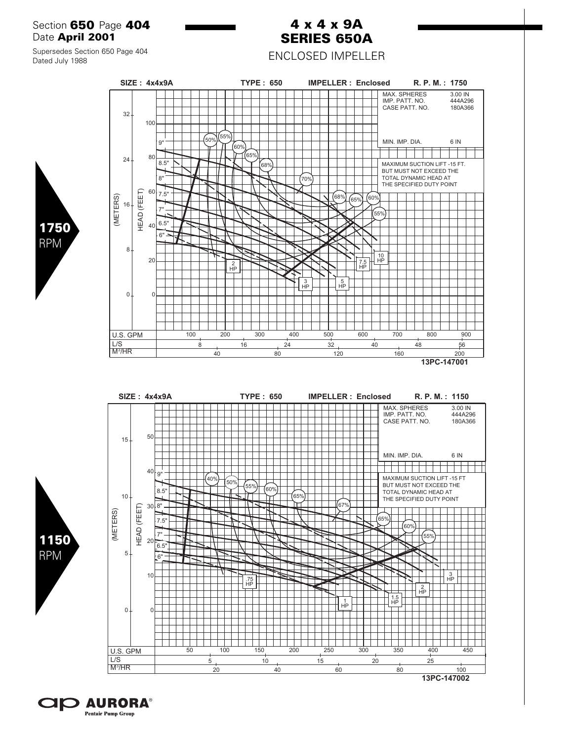Section **650** Page **404**
Date **April 2001**

Supersedes Section 650 Page 404
Dated July 1988

# 4 x 4 x 9A
# SERIES 650A

## ENCLOSED IMPELLER

**1750** RPM

**SIZE : 4x4x9A** **TYPE : 650** **IMPELLER : Enclosed** **R. P. M. : 1750**

| | |
|---|---|
| MAX. SPHERES | 3.00 IN |
| IMP. PATT. NO. | 444A296 |
| CASE PATT. NO. | 180A366 |
| MIN. IMP. DIA. | 6 IN |

MAXIMUM SUCTION LIFT -15 FT. BUT MUST NOT EXCEED THE TOTAL DYNAMIC HEAD AT THE SPECIFIED DUTY POINT

13PC-147001

**1150** RPM

**SIZE : 4x4x9A** **TYPE : 650** **IMPELLER : Enclosed** **R. P. M. : 1150**

| | |
|---|---|
| MAX. SPHERES | 3.00 IN |
| IMP. PATT. NO. | 444A296 |
| CASE PATT. NO. | 180A366 |
| MIN. IMP. DIA. | 6 IN |

MAXIMUM SUCTION LIFT -15 FT BUT MUST NOT EXCEED THE TOTAL DYNAMIC HEAD AT THE SPECIFIED DUTY POINT

13PC-147002

AURORA® Pentair Pump Group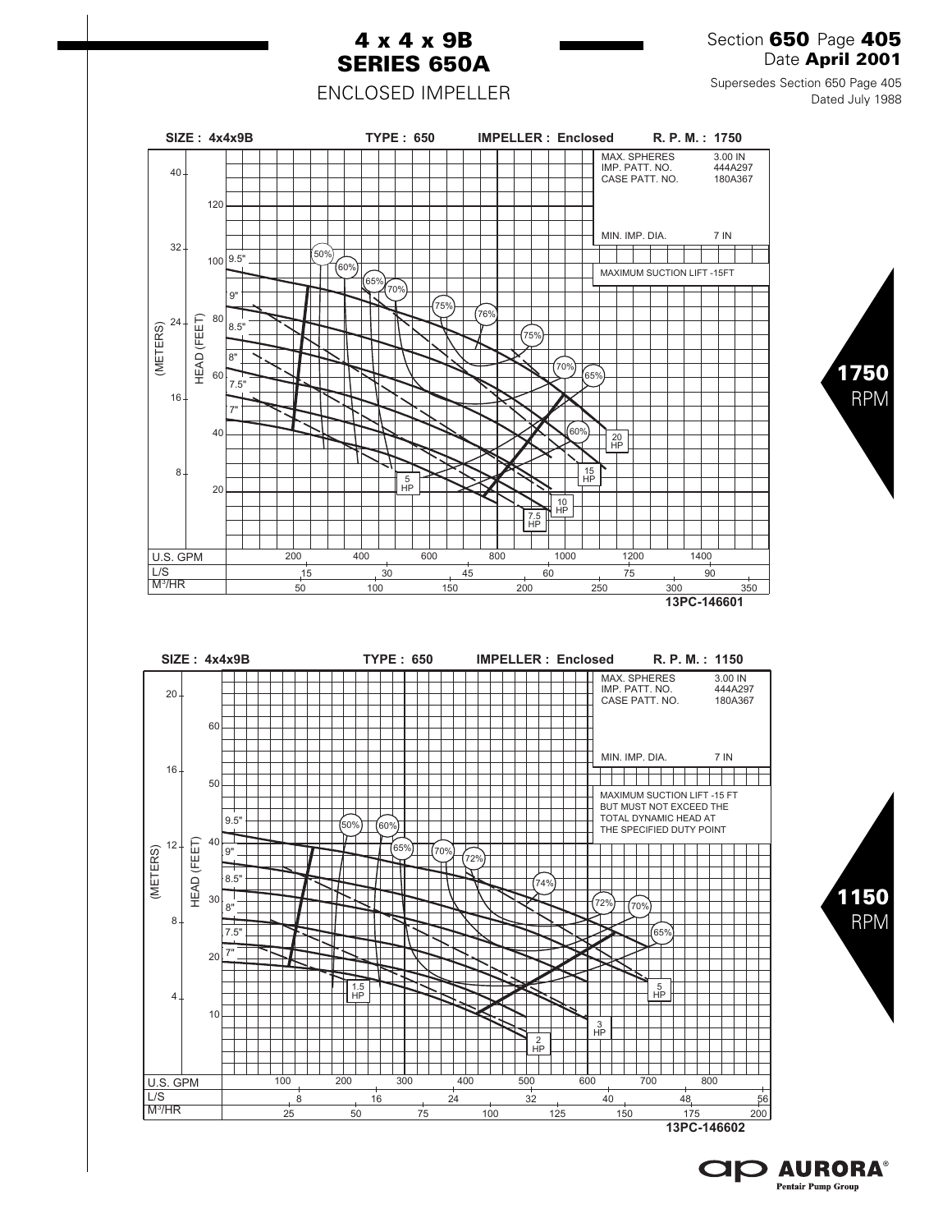# 4 x 4 x 9B
# SERIES 650A

## ENCLOSED IMPELLER

Section **650** Page **405**
Date **April 2001**

Supersedes Section 650 Page 405
Dated July 1988

**1750** RPM

SIZE : 4x4x9B TYPE : 650 IMPELLER : Enclosed R. P. M. : 1750

| MAX. SPHERES | 3.00 IN |
|---|---|
| IMP. PATT. NO. | 444A297 |
| CASE PATT. NO. | 180A367 |
| MIN. IMP. DIA. | 7 IN |

MAXIMUM SUCTION LIFT -15FT

Impeller diameters: 9.5", 9", 8.5", 8", 7.5", 7"

Efficiency: 50%, 60%, 65%, 70%, 75%, 76%, 75%, 70%, 65%, 60%

Power: 5 HP, 7.5 HP, 10 HP, 15 HP, 20 HP

HEAD (FEET): 20, 40, 60, 80, 100, 120
(METERS): 8, 16, 24, 32, 40

U.S. GPM: 200, 400, 600, 800, 1000, 1200, 1400
L/S: 15, 30, 45, 60, 75, 90
$M^3/HR$: 50, 100, 150, 200, 250, 300, 350

13PC-146601

**1150** RPM

SIZE : 4x4x9B TYPE : 650 IMPELLER : Enclosed R. P. M. : 1150

| MAX. SPHERES | 3.00 IN |
|---|---|
| IMP. PATT. NO. | 444A297 |
| CASE PATT. NO. | 180A367 |
| MIN. IMP. DIA. | 7 IN |

MAXIMUM SUCTION LIFT -15 FT BUT MUST NOT EXCEED THE TOTAL DYNAMIC HEAD AT THE SPECIFIED DUTY POINT

Impeller diameters: 9.5", 9", 8.5", 8", 7.5", 7"

Efficiency: 50%, 60%, 65%, 70%, 72%, 74%, 72%, 70%, 65%

Power: 1.5 HP, 2 HP, 3 HP, 5 HP

HEAD (FEET): 10, 20, 30, 40, 50, 60
(METERS): 4, 8, 12, 16, 20

U.S. GPM: 100, 200, 300, 400, 500, 600, 700, 800
L/S: 8, 16, 24, 32, 40, 48, 56
$M^3/HR$: 25, 50, 75, 100, 125, 150, 175, 200

13PC-146602

AURORA® Pentair Pump Group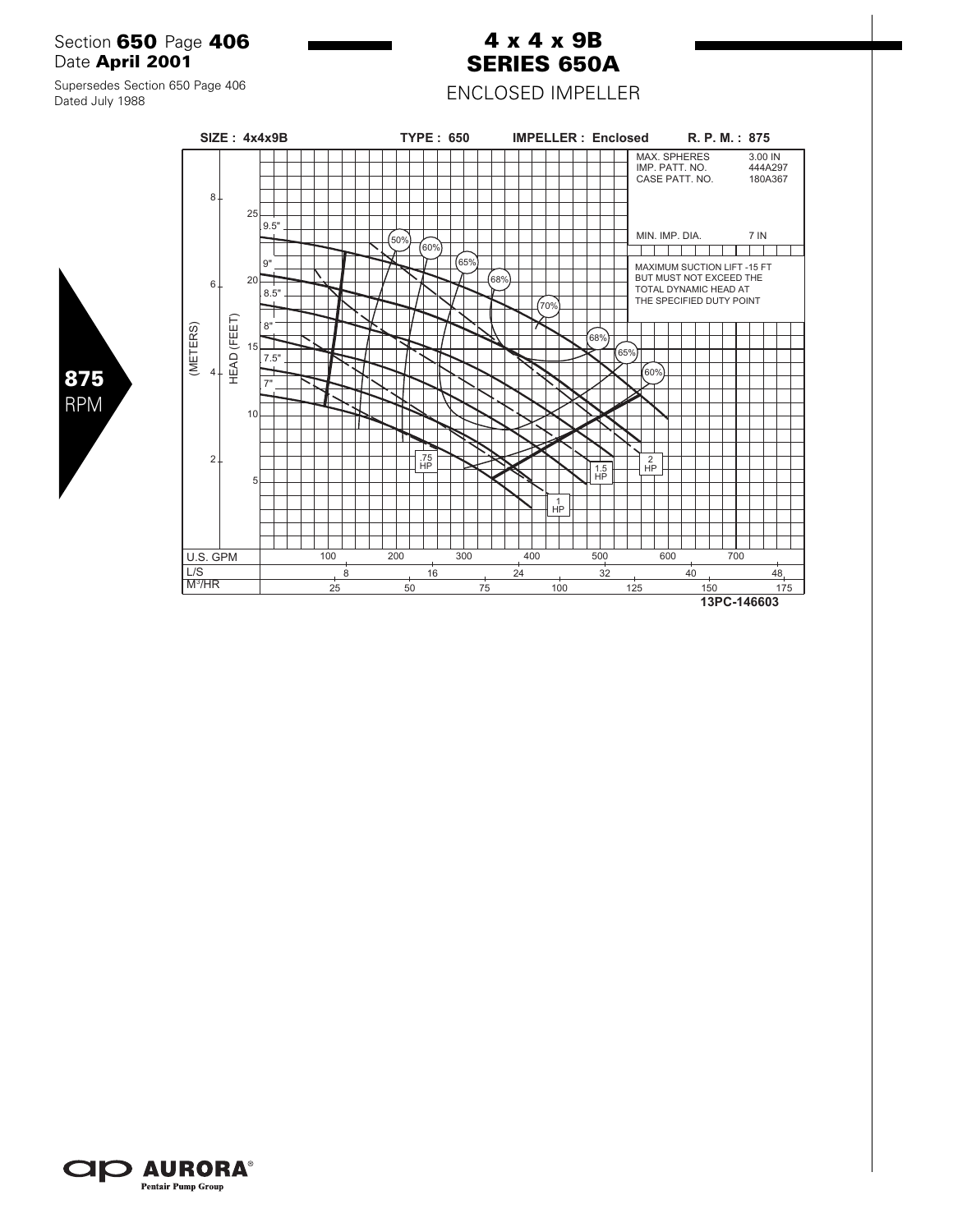Section **650** Page **406**
Date **April 2001**

Supersedes Section 650 Page 406
Dated July 1988

# 4 x 4 x 9B
# SERIES 650A

## ENCLOSED IMPELLER

**875** RPM

**SIZE : 4x4x9B** **TYPE : 650** **IMPELLER : Enclosed** **R. P. M. : 875**

| | |
|---|---|
| MAX. SPHERES | 3.00 IN |
| IMP. PATT. NO. | 444A297 |
| CASE PATT. NO. | 180A367 |
| MIN. IMP. DIA. | 7 IN |

MAXIMUM SUCTION LIFT -15 FT BUT MUST NOT EXCEED THE TOTAL DYNAMIC HEAD AT THE SPECIFIED DUTY POINT

Impeller diameters: 9.5", 9", 8.5", 8", 7.5", 7"

Efficiency: 50%, 60%, 65%, 68%, 70%, 68%, 65%, 60%

Power: .75 HP, 1 HP, 1.5 HP, 2 HP

(METERS): 2, 4, 6, 8

HEAD (FEET): 5, 10, 15, 20, 25

| U.S. GPM | 100 | 200 | 300 | 400 | 500 | 600 | 700 |
|---|---|---|---|---|---|---|---|
| L/S | 8 | 16 | 24 | 32 | 40 | 48 | |
| $M^3/HR$ | 25 | 50 | 75 | 100 | 125 | 150 | 175 |

**13PC-146603**

**AURORA**® Pentair Pump Group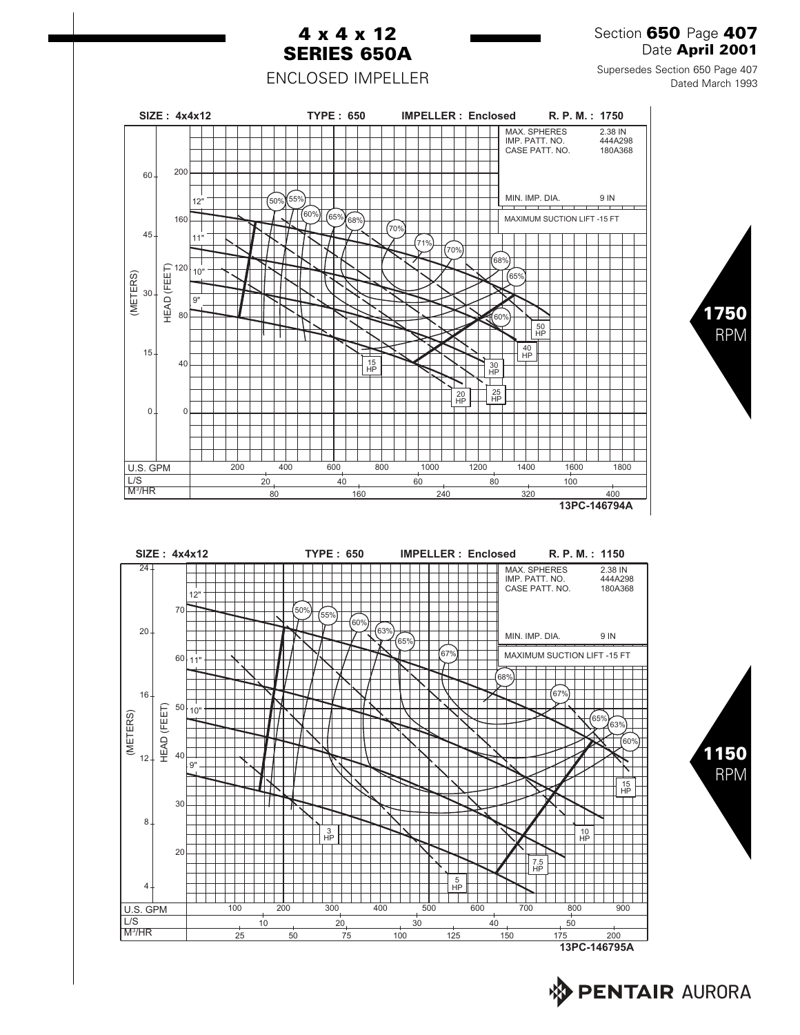# 4 x 4 x 12 SERIES 650A

ENCLOSED IMPELLER

Section **650** Page **407**
Date **April 2001**

Supersedes Section 650 Page 407
Dated March 1993

SIZE : 4x4x12 TYPE : 650 IMPELLER : Enclosed R. P. M. : 1750

| MAX. SPHERES | 2.38 IN |
| --- | --- |
| IMP. PATT. NO. | 444A298 |
| CASE PATT. NO. | 180A368 |
| MIN. IMP. DIA. | 9 IN |

MAXIMUM SUCTION LIFT -15 FT

13PC-146794A

**1750** RPM

SIZE : 4x4x12 TYPE : 650 IMPELLER : Enclosed R. P. M. : 1150

| MAX. SPHERES | 2.38 IN |
| --- | --- |
| IMP. PATT. NO. | 444A298 |
| CASE PATT. NO. | 180A368 |
| MIN. IMP. DIA. | 9 IN |

MAXIMUM SUCTION LIFT -15 FT

13PC-146795A

**1150** RPM

PENTAIR AURORA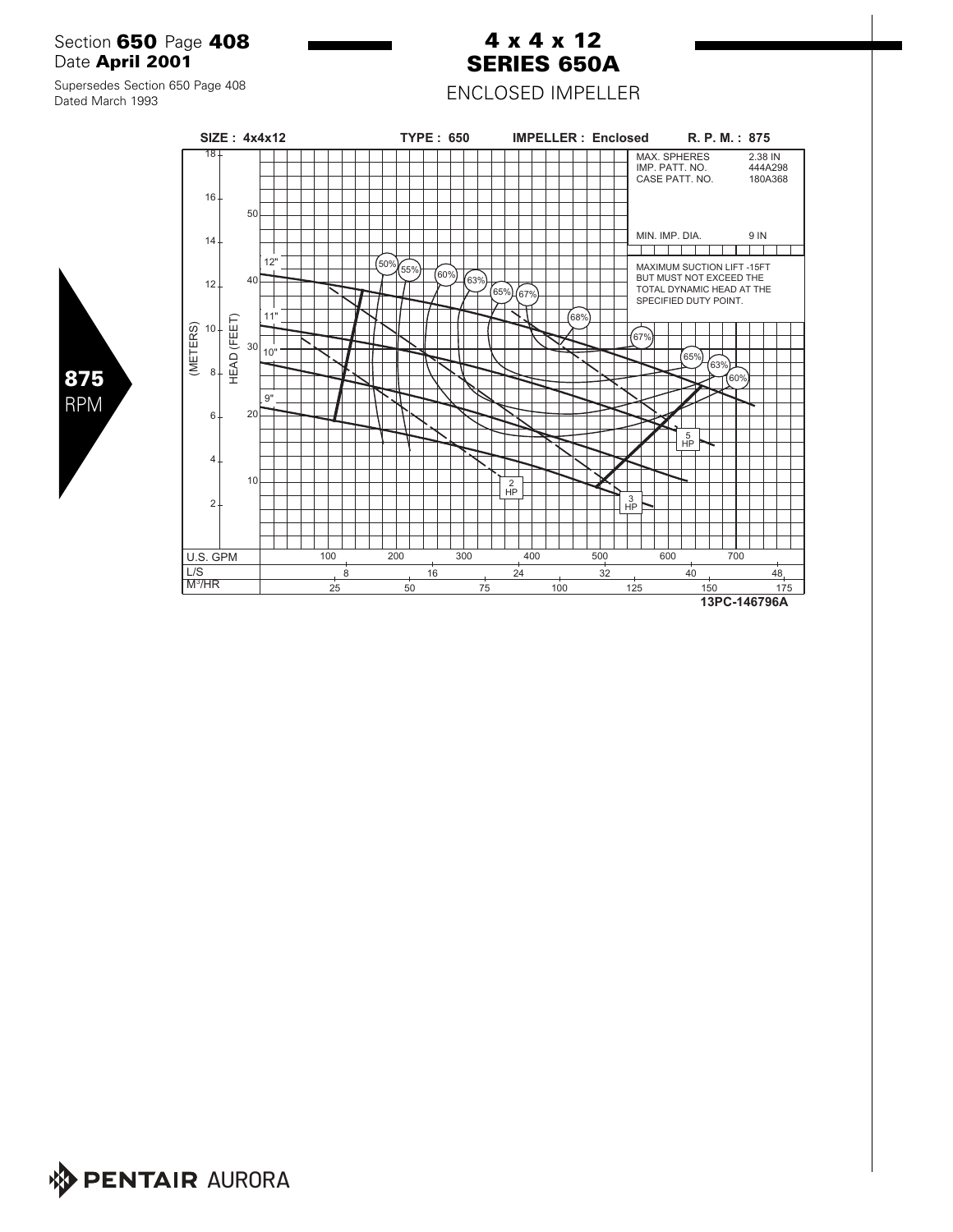Section **650** Page **408**
Date **April 2001**

Supersedes Section 650 Page 408
Dated March 1993

# 4 x 4 x 12
# SERIES 650A

## ENCLOSED IMPELLER

**875** RPM

**SIZE : 4x4x12** **TYPE : 650** **IMPELLER : Enclosed** **R. P. M. : 875**

| | |
|---|---|
| MAX. SPHERES | 2.38 IN |
| IMP. PATT. NO. | 444A298 |
| CASE PATT. NO. | 180A368 |
| MIN. IMP. DIA. | 9 IN |

MAXIMUM SUCTION LIFT -15FT BUT MUST NOT EXCEED THE TOTAL DYNAMIC HEAD AT THE SPECIFIED DUTY POINT.

Impeller diameters: 12", 11", 10", 9"

Efficiency: 50%, 55%, 60%, 63%, 65%, 67%, 68%, 67%, 65%, 63%, 60%

Power: 2 HP, 3 HP, 5 HP

(METERS): 2, 4, 6, 8, 10, 12, 14, 16, 18

HEAD (FEET): 10, 20, 30, 40, 50

U.S. GPM: 100, 200, 300, 400, 500, 600, 700

L/S: 8, 16, 24, 32, 40, 48

$M^3$/HR: 25, 50, 75, 100, 125, 150, 175

**13PC-146796A**

PENTAIR AURORA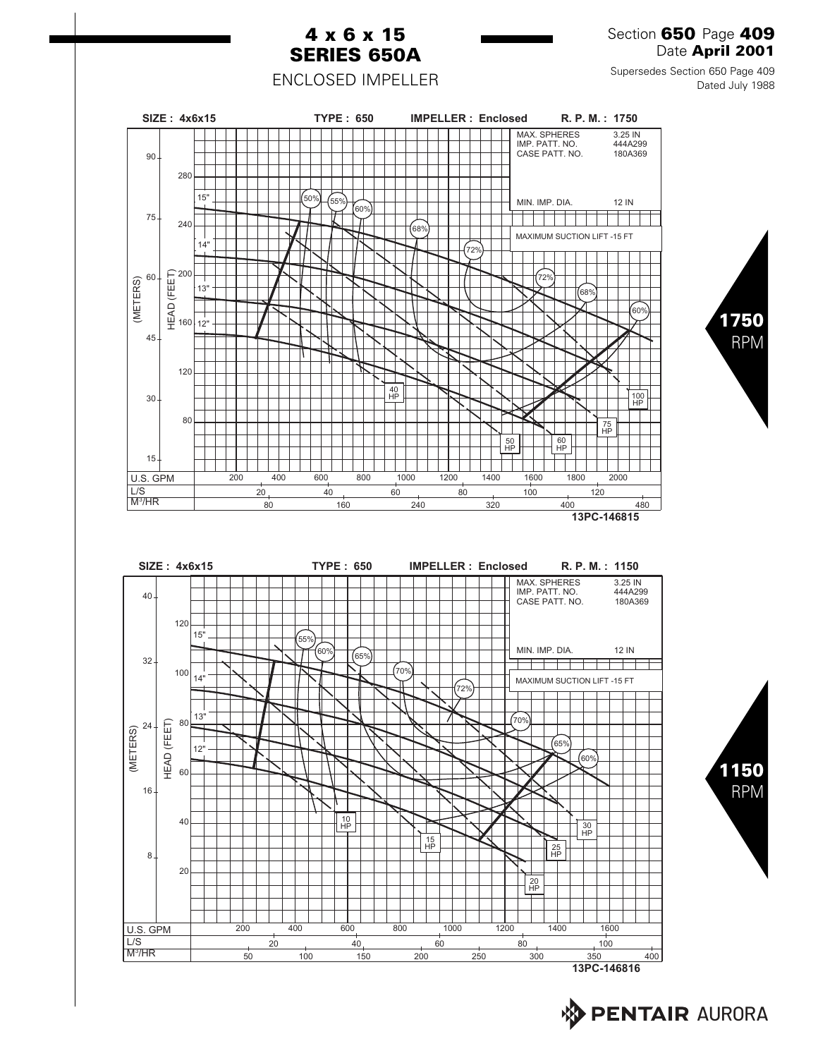# 4 x 6 x 15
# SERIES 650A

ENCLOSED IMPELLER

Section **650** Page **409**
Date **April 2001**

Supersedes Section 650 Page 409
Dated July 1988

SIZE : 4x6x15    TYPE : 650    IMPELLER : Enclosed    R. P. M. : 1750

MAX. SPHERES 3.25 IN
IMP. PATT. NO. 444A299
CASE PATT. NO. 180A369

MIN. IMP. DIA. 12 IN

MAXIMUM SUCTION LIFT -15 FT

Impeller diameters: 15", 14", 13", 12"

Efficiency: 50%, 55%, 60%, 68%, 72%, 72%, 68%, 60%

Horsepower: 40 HP, 50 HP, 60 HP, 75 HP, 100 HP

HEAD (FEET): 80, 120, 160, 200, 240, 280
(METERS): 15, 30, 45, 60, 75, 90

U.S. GPM: 200, 400, 600, 800, 1000, 1200, 1400, 1600, 1800, 2000
L/S: 20, 40, 60, 80, 100, 120
$M^3/HR$: 80, 160, 240, 320, 400, 480

13PC-146815

**1750** RPM

SIZE : 4x6x15    TYPE : 650    IMPELLER : Enclosed    R. P. M. : 1150

MAX. SPHERES 3.25 IN
IMP. PATT. NO. 444A299
CASE PATT. NO. 180A369

MIN. IMP. DIA. 12 IN

MAXIMUM SUCTION LIFT -15 FT

Impeller diameters: 15", 14", 13", 12"

Efficiency: 55%, 60%, 65%, 70%, 72%, 70%, 65%, 60%

Horsepower: 10 HP, 15 HP, 20 HP, 25 HP, 30 HP

HEAD (FEET): 20, 40, 60, 80, 100, 120
(METERS): 8, 16, 24, 32, 40

U.S. GPM: 200, 400, 600, 800, 1000, 1200, 1400, 1600
L/S: 20, 40, 60, 80, 100
$M^3/HR$: 50, 100, 150, 200, 250, 300, 350, 400

13PC-146816

**1150** RPM

PENTAIR AURORA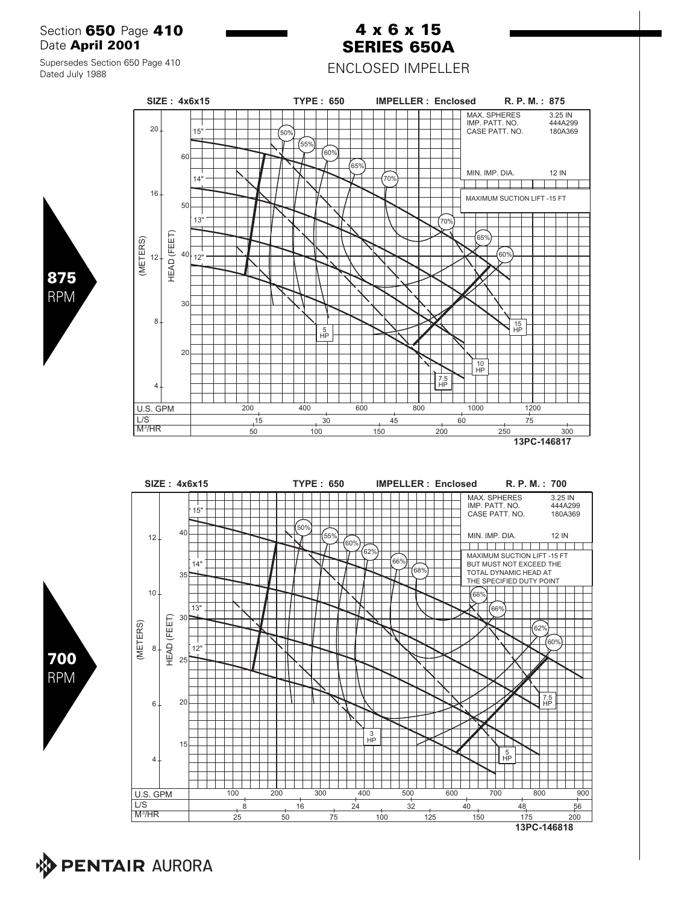Section **650** Page **410**
Date **April 2001**

Supersedes Section 650 Page 410
Dated July 1988

# 4 x 6 x 15
# SERIES 650A

ENCLOSED IMPELLER

**875** RPM

SIZE : 4x6x15 TYPE : 650 IMPELLER : Enclosed R. P. M. : 875

MAX. SPHERES 3.25 IN
IMP. PATT. NO. 444A299
CASE PATT. NO. 180A369

MIN. IMP. DIA. 12 IN

MAXIMUM SUCTION LIFT -15 FT

15" 14" 13" 12"

50% 55% 60% 65% 70% 70% 65% 60%

5 HP 7.5 HP 10 HP 15 HP

(METERS) 4 8 12 16 20

HEAD (FEET) 20 30 40 50 60

U.S. GPM 200 400 600 800 1000 1200

L/S 15 30 45 60 75

M³/HR 50 100 150 200 250 300

13PC-146817

**700** RPM

SIZE : 4x6x15 TYPE : 650 IMPELLER : Enclosed R. P. M. : 700

MAX. SPHERES 3.25 IN
IMP. PATT. NO. 444A299
CASE PATT. NO. 180A369

MIN. IMP. DIA. 12 IN

MAXIMUM SUCTION LIFT -15 FT BUT MUST NOT EXCEED THE TOTAL DYNAMIC HEAD AT THE SPECIFIED DUTY POINT

15" 14" 13" 12"

50% 55% 60% 62% 66% 68% 68% 66% 62% 60%

3 HP 5 HP 7.5 HP

(METERS) 4 6 8 10 12

HEAD (FEET) 15 20 25 30 35 40

U.S. GPM 100 200 300 400 500 600 700 800 900

L/S 8 16 24 32 40 48 56

M³/HR 25 50 75 100 125 150 175 200

13PC-146818

PENTAIR AURORA